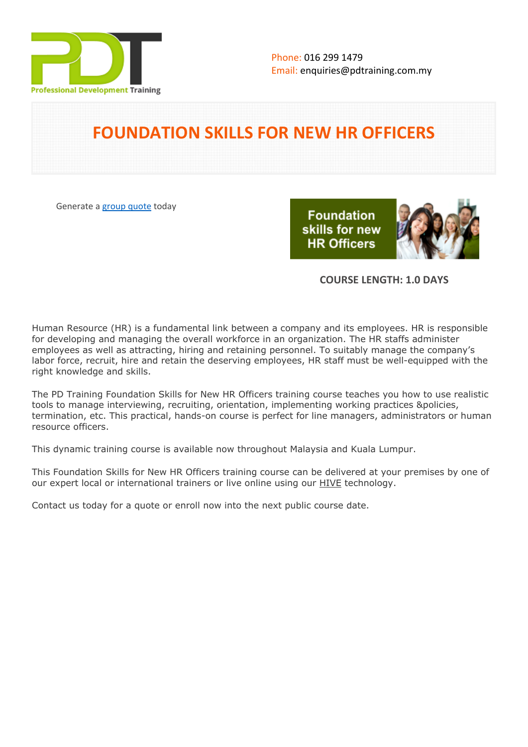Phone: 016 299 1479
Email: enquiries@pdtraining.com.my

# FOUNDATION SKILLS FOR NEW HR OFFICERS

Generate a group quote today

**COURSE LENGTH: 1.0 DAYS**

Human Resource (HR) is a fundamental link between a company and its employees. HR is responsible for developing and managing the overall workforce in an organization. The HR staffs administer employees as well as attracting, hiring and retaining personnel. To suitably manage the company's labor force, recruit, hire and retain the deserving employees, HR staff must be well-equipped with the right knowledge and skills.

The PD Training Foundation Skills for New HR Officers training course teaches you how to use realistic tools to manage interviewing, recruiting, orientation, implementing working practices &policies, termination, etc. This practical, hands-on course is perfect for line managers, administrators or human resource officers.

This dynamic training course is available now throughout Malaysia and Kuala Lumpur.

This Foundation Skills for New HR Officers training course can be delivered at your premises by one of our expert local or international trainers or live online using our HIVE technology.

Contact us today for a quote or enroll now into the next public course date.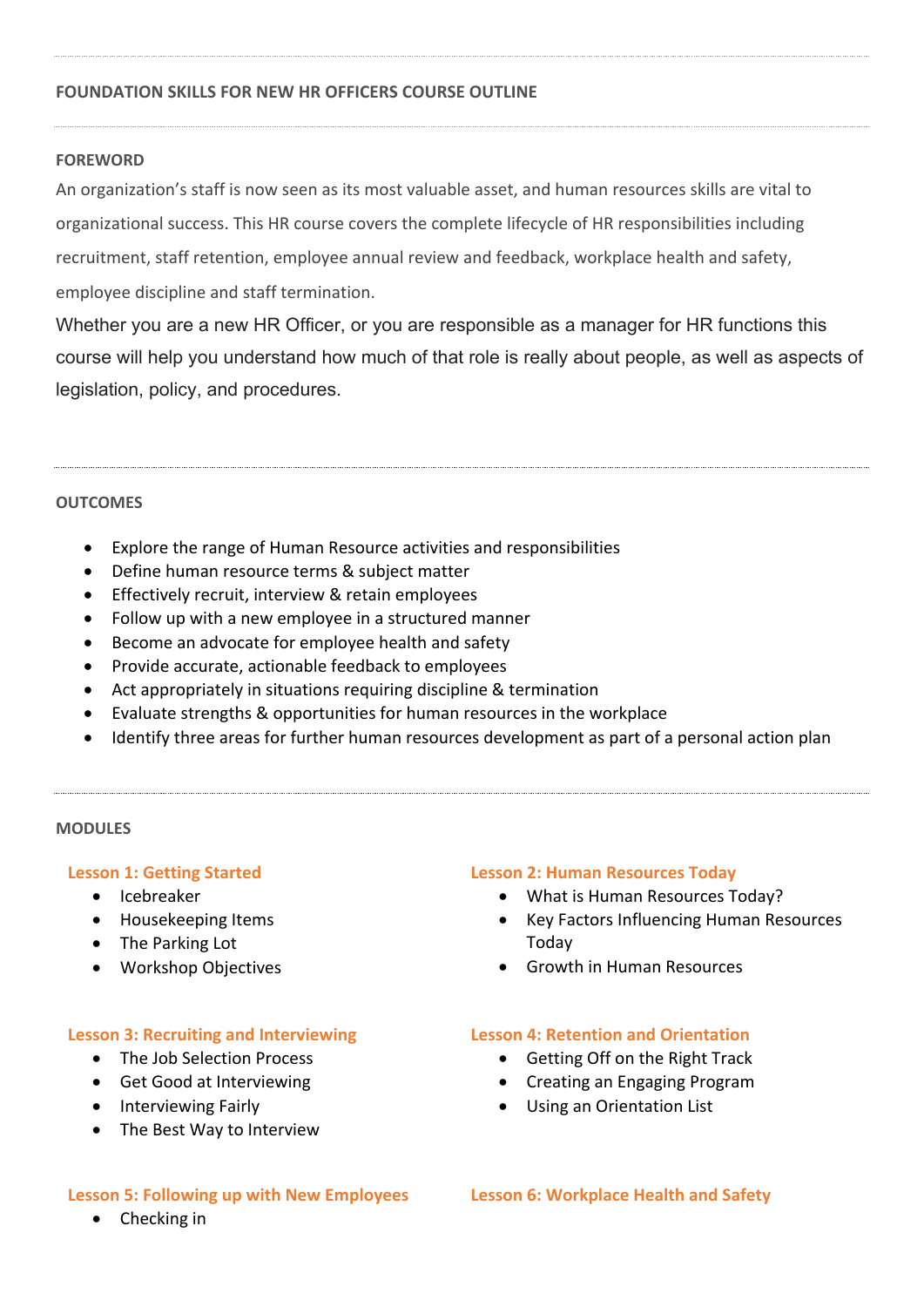## FOUNDATION SKILLS FOR NEW HR OFFICERS COURSE OUTLINE

### FOREWORD

An organization's staff is now seen as its most valuable asset, and human resources skills are vital to organizational success. This HR course covers the complete lifecycle of HR responsibilities including recruitment, staff retention, employee annual review and feedback, workplace health and safety, employee discipline and staff termination.

Whether you are a new HR Officer, or you are responsible as a manager for HR functions this course will help you understand how much of that role is really about people, as well as aspects of legislation, policy, and procedures.

### OUTCOMES

- Explore the range of Human Resource activities and responsibilities
- Define human resource terms & subject matter
- Effectively recruit, interview & retain employees
- Follow up with a new employee in a structured manner
- Become an advocate for employee health and safety
- Provide accurate, actionable feedback to employees
- Act appropriately in situations requiring discipline & termination
- Evaluate strengths & opportunities for human resources in the workplace
- Identify three areas for further human resources development as part of a personal action plan

### MODULES

#### Lesson 1: Getting Started

- Icebreaker
- Housekeeping Items
- The Parking Lot
- Workshop Objectives

#### Lesson 2: Human Resources Today

- What is Human Resources Today?
- Key Factors Influencing Human Resources Today
- Growth in Human Resources

#### Lesson 3: Recruiting and Interviewing

- The Job Selection Process
- Get Good at Interviewing
- Interviewing Fairly
- The Best Way to Interview

#### Lesson 4: Retention and Orientation

- Getting Off on the Right Track
- Creating an Engaging Program
- Using an Orientation List

#### Lesson 5: Following up with New Employees

- Checking in

#### Lesson 6: Workplace Health and Safety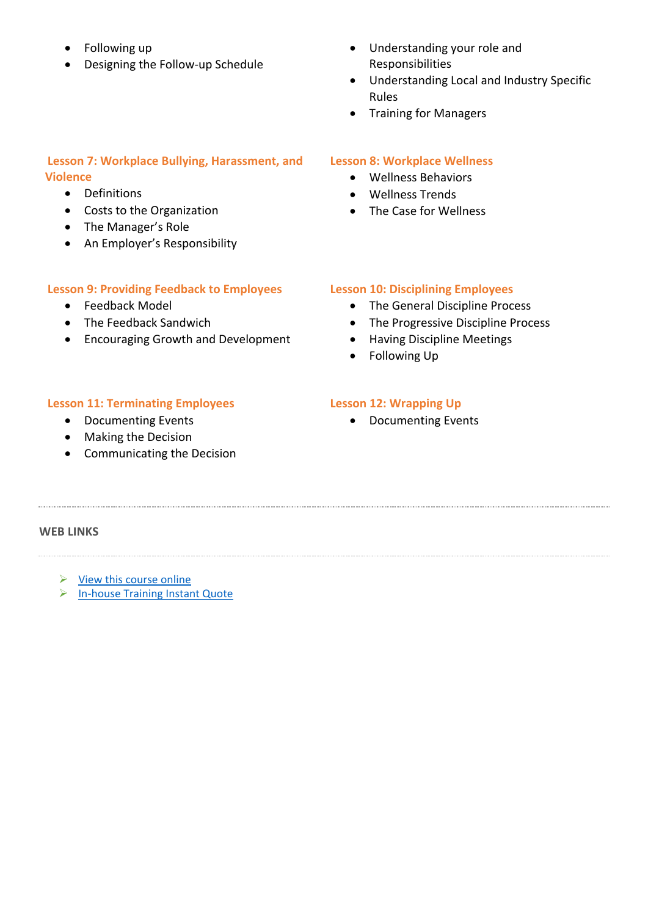- Following up
- Designing the Follow-up Schedule

- Understanding your role and Responsibilities
- Understanding Local and Industry Specific Rules
- Training for Managers

### Lesson 7: Workplace Bullying, Harassment, and Violence

- Definitions
- Costs to the Organization
- The Manager's Role
- An Employer's Responsibility

### Lesson 8: Workplace Wellness

- Wellness Behaviors
- Wellness Trends
- The Case for Wellness

### Lesson 9: Providing Feedback to Employees

- Feedback Model
- The Feedback Sandwich
- Encouraging Growth and Development

### Lesson 10: Disciplining Employees

- The General Discipline Process
- The Progressive Discipline Process
- Having Discipline Meetings
- Following Up

### Lesson 11: Terminating Employees

- Documenting Events
- Making the Decision
- Communicating the Decision

### Lesson 12: Wrapping Up

- Documenting Events

---

**WEB LINKS**

---

- View this course online
- In-house Training Instant Quote